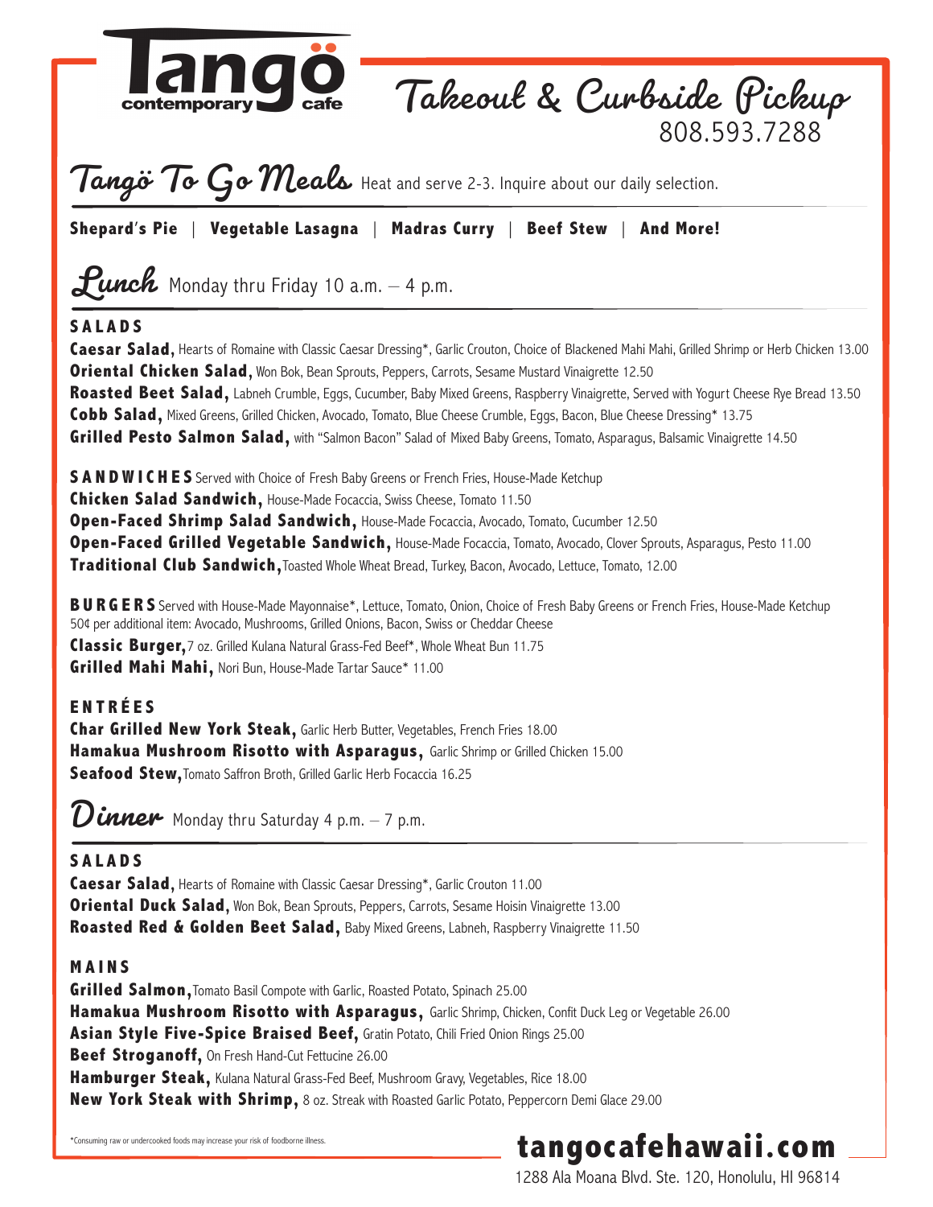# Tangö contemporary cafe

## Takeout & Curbside Pickup

808.593.7288

## Tangö To Go Meals

Heat and serve 2-3. Inquire about our daily selection.

**Shepard's Pie** | **Vegetable Lasagna** | **Madras Curry** | **Beef Stew** | **And More!**

## Lunch

Monday thru Friday 10 a.m. – 4 p.m.

### SALADS

**Caesar Salad,** Hearts of Romaine with Classic Caesar Dressing*, Garlic Crouton, Choice of Blackened Mahi Mahi, Grilled Shrimp or Herb Chicken 13.00
**Oriental Chicken Salad,** Won Bok, Bean Sprouts, Peppers, Carrots, Sesame Mustard Vinaigrette 12.50
**Roasted Beet Salad,** Labneh Crumble, Eggs, Cucumber, Baby Mixed Greens, Raspberry Vinaigrette, Served with Yogurt Cheese Rye Bread 13.50
**Cobb Salad,** Mixed Greens, Grilled Chicken, Avocado, Tomato, Blue Cheese Crumble, Eggs, Bacon, Blue Cheese Dressing* 13.75
**Grilled Pesto Salmon Salad,** with "Salmon Bacon" Salad of Mixed Baby Greens, Tomato, Asparagus, Balsamic Vinaigrette 14.50

### SANDWICHES

Served with Choice of Fresh Baby Greens or French Fries, House-Made Ketchup

**Chicken Salad Sandwich,** House-Made Focaccia, Swiss Cheese, Tomato 11.50
**Open-Faced Shrimp Salad Sandwich,** House-Made Focaccia, Avocado, Tomato, Cucumber 12.50
**Open-Faced Grilled Vegetable Sandwich,** House-Made Focaccia, Tomato, Avocado, Clover Sprouts, Asparagus, Pesto 11.00
**Traditional Club Sandwich,** Toasted Whole Wheat Bread, Turkey, Bacon, Avocado, Lettuce, Tomato, 12.00

### BURGERS

Served with House-Made Mayonnaise*, Lettuce, Tomato, Onion, Choice of Fresh Baby Greens or French Fries, House-Made Ketchup
50¢ per additional item: Avocado, Mushrooms, Grilled Onions, Bacon, Swiss or Cheddar Cheese

**Classic Burger,** 7 oz. Grilled Kulana Natural Grass-Fed Beef*, Whole Wheat Bun 11.75
**Grilled Mahi Mahi,** Nori Bun, House-Made Tartar Sauce* 11.00

### ENTRÉES

**Char Grilled New York Steak,** Garlic Herb Butter, Vegetables, French Fries 18.00
**Hamakua Mushroom Risotto with Asparagus,** Garlic Shrimp or Grilled Chicken 15.00
**Seafood Stew,** Tomato Saffron Broth, Grilled Garlic Herb Focaccia 16.25

## Dinner

Monday thru Saturday 4 p.m. – 7 p.m.

### SALADS

**Caesar Salad,** Hearts of Romaine with Classic Caesar Dressing*, Garlic Crouton 11.00
**Oriental Duck Salad,** Won Bok, Bean Sprouts, Peppers, Carrots, Sesame Hoisin Vinaigrette 13.00
**Roasted Red & Golden Beet Salad,** Baby Mixed Greens, Labneh, Raspberry Vinaigrette 11.50

### MAINS

**Grilled Salmon,** Tomato Basil Compote with Garlic, Roasted Potato, Spinach 25.00
**Hamakua Mushroom Risotto with Asparagus,** Garlic Shrimp, Chicken, Confit Duck Leg or Vegetable 26.00
**Asian Style Five-Spice Braised Beef,** Gratin Potato, Chili Fried Onion Rings 25.00
**Beef Stroganoff,** On Fresh Hand-Cut Fettucine 26.00
**Hamburger Steak,** Kulana Natural Grass-Fed Beef, Mushroom Gravy, Vegetables, Rice 18.00
**New York Steak with Shrimp,** 8 oz. Streak with Roasted Garlic Potato, Peppercorn Demi Glace 29.00

*Consuming raw or undercooked foods may increase your risk of foodborne illness.

**tangocafehawaii.com**

1288 Ala Moana Blvd. Ste. 120, Honolulu, HI 96814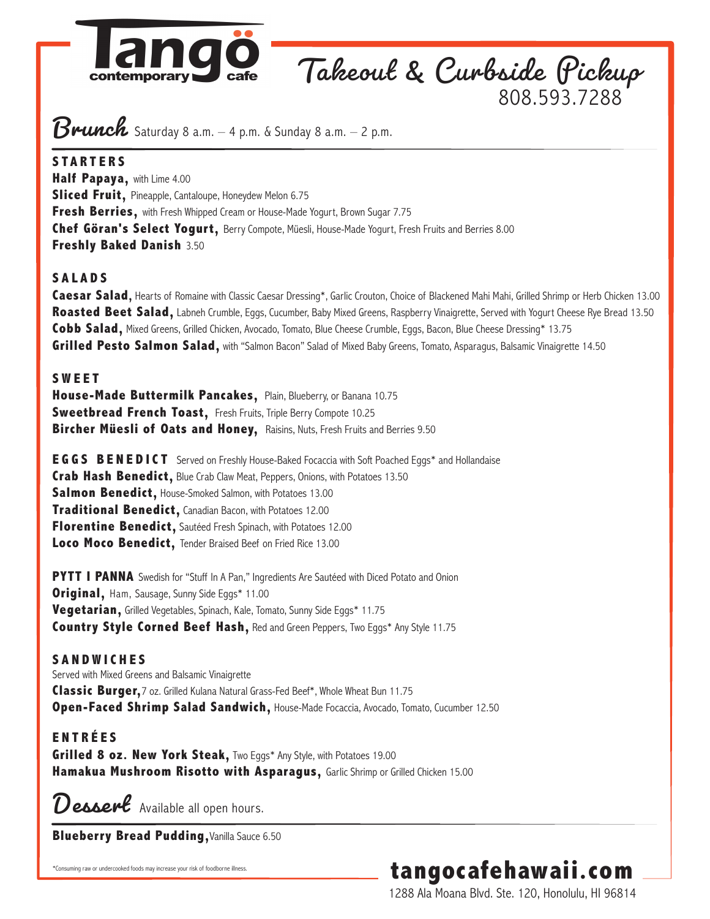# Tangö contemporary cafe

## Takeout & Curbside Pickup

808.593.7288

## Brunch Saturday 8 a.m. – 4 p.m. & Sunday 8 a.m. – 2 p.m.

### STARTERS

**Half Papaya,** with Lime 4.00
**Sliced Fruit,** Pineapple, Cantaloupe, Honeydew Melon 6.75
**Fresh Berries,** with Fresh Whipped Cream or House-Made Yogurt, Brown Sugar 7.75
**Chef Göran's Select Yogurt,** Berry Compote, Müesli, House-Made Yogurt, Fresh Fruits and Berries 8.00
**Freshly Baked Danish** 3.50

### SALADS

**Caesar Salad,** Hearts of Romaine with Classic Caesar Dressing*, Garlic Crouton, Choice of Blackened Mahi Mahi, Grilled Shrimp or Herb Chicken 13.00
**Roasted Beet Salad,** Labneh Crumble, Eggs, Cucumber, Baby Mixed Greens, Raspberry Vinaigrette, Served with Yogurt Cheese Rye Bread 13.50
**Cobb Salad,** Mixed Greens, Grilled Chicken, Avocado, Tomato, Blue Cheese Crumble, Eggs, Bacon, Blue Cheese Dressing* 13.75
**Grilled Pesto Salmon Salad,** with "Salmon Bacon" Salad of Mixed Baby Greens, Tomato, Asparagus, Balsamic Vinaigrette 14.50

### SWEET

**House-Made Buttermilk Pancakes,** Plain, Blueberry, or Banana 10.75
**Sweetbread French Toast,** Fresh Fruits, Triple Berry Compote 10.25
**Bircher Müesli of Oats and Honey,** Raisins, Nuts, Fresh Fruits and Berries 9.50

### EGGS BENEDICT

Served on Freshly House-Baked Focaccia with Soft Poached Eggs* and Hollandaise

**Crab Hash Benedict,** Blue Crab Claw Meat, Peppers, Onions, with Potatoes 13.50
**Salmon Benedict,** House-Smoked Salmon, with Potatoes 13.00
**Traditional Benedict,** Canadian Bacon, with Potatoes 12.00
**Florentine Benedict,** Sautéed Fresh Spinach, with Potatoes 12.00
**Loco Moco Benedict,** Tender Braised Beef on Fried Rice 13.00

### PYTT I PANNA

Swedish for "Stuff In A Pan," Ingredients Are Sautéed with Diced Potato and Onion

**Original,** Ham, Sausage, Sunny Side Eggs* 11.00
**Vegetarian,** Grilled Vegetables, Spinach, Kale, Tomato, Sunny Side Eggs* 11.75
**Country Style Corned Beef Hash,** Red and Green Peppers, Two Eggs* Any Style 11.75

### SANDWICHES

Served with Mixed Greens and Balsamic Vinaigrette

**Classic Burger,** 7 oz. Grilled Kulana Natural Grass-Fed Beef*, Whole Wheat Bun 11.75
**Open-Faced Shrimp Salad Sandwich,** House-Made Focaccia, Avocado, Tomato, Cucumber 12.50

### ENTRÉES

**Grilled 8 oz. New York Steak,** Two Eggs* Any Style, with Potatoes 19.00
**Hamakua Mushroom Risotto with Asparagus,** Garlic Shrimp or Grilled Chicken 15.00

## Dessert Available all open hours.

**Blueberry Bread Pudding,** Vanilla Sauce 6.50

*Consuming raw or undercooked foods may increase your risk of foodborne illness.

**tangocafehawaii.com**
1288 Ala Moana Blvd. Ste. 120, Honolulu, HI 96814